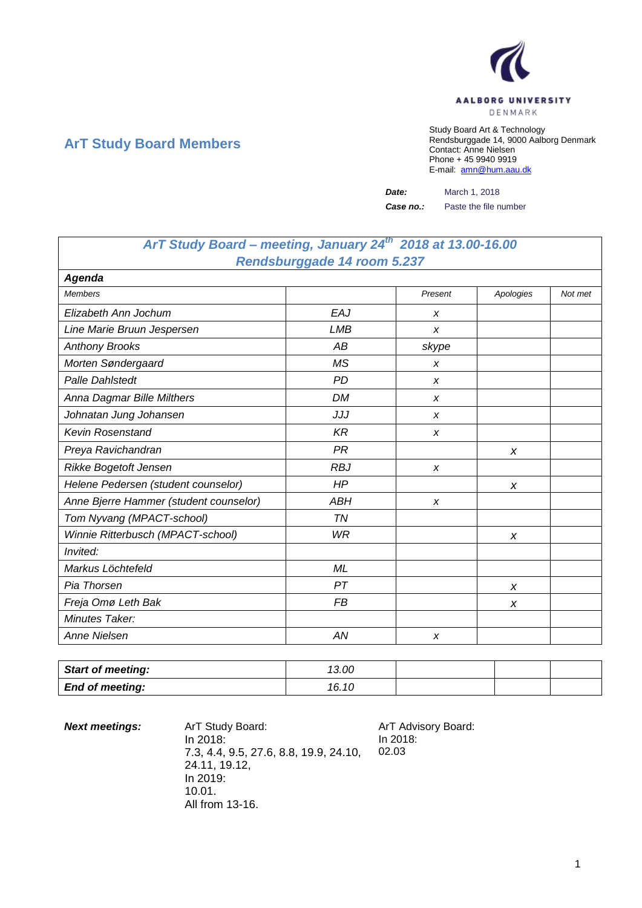AALBORG UNIVERSITY
DENMARK

## ArT Study Board Members

Study Board Art & Technology
Rendsburggade 14, 9000 Aalborg Denmark
Contact: Anne Nielsen
Phone + 45 9940 9919
E-mail: amn@hum.aau.dk

**Date:** March 1, 2018

**Case no.:** Paste the file number

| *ArT Study Board – meeting, January 24th 2018 at 13.00-16.00 Rendsburggade 14 room 5.237* | | | | |
|---|---|---|---|---|
| ***Agenda*** | | | | |
| *Members* | | *Present* | *Apologies* | *Not met* |
| *Elizabeth Ann Jochum* | *EAJ* | *x* | | |
| *Line Marie Bruun Jespersen* | *LMB* | *x* | | |
| *Anthony Brooks* | *AB* | *skype* | | |
| *Morten Søndergaard* | *MS* | *x* | | |
| *Palle Dahlstedt* | *PD* | *x* | | |
| *Anna Dagmar Bille Milthers* | *DM* | *x* | | |
| *Johnatan Jung Johansen* | *JJJ* | *x* | | |
| *Kevin Rosenstand* | *KR* | *x* | | |
| *Preya Ravichandran* | *PR* | | *x* | |
| *Rikke Bogetoft Jensen* | *RBJ* | *x* | | |
| *Helene Pedersen (student counselor)* | *HP* | | *x* | |
| *Anne Bjerre Hammer (student counselor)* | *ABH* | *x* | | |
| *Tom Nyvang (MPACT-school)* | *TN* | | | |
| *Winnie Ritterbusch (MPACT-school)* | *WR* | | *x* | |
| *Invited:* | | | | |
| *Markus Löchtefeld* | *ML* | | | |
| *Pia Thorsen* | *PT* | | *x* | |
| *Freja Omø Leth Bak* | *FB* | | *x* | |
| *Minutes Taker:* | | | | |
| *Anne Nielsen* | *AN* | *x* | | |

| ***Start of meeting:*** | *13.00* | | | |
|---|---|---|---|---|
| ***End of meeting:*** | *16.10* | | | |

***Next meetings:***

ArT Study Board:
In 2018:
7.3, 4.4, 9.5, 27.6, 8.8, 19.9, 24.10, 24.11, 19.12,
In 2019:
10.01.
All from 13-16.

ArT Advisory Board:
In 2018:
02.03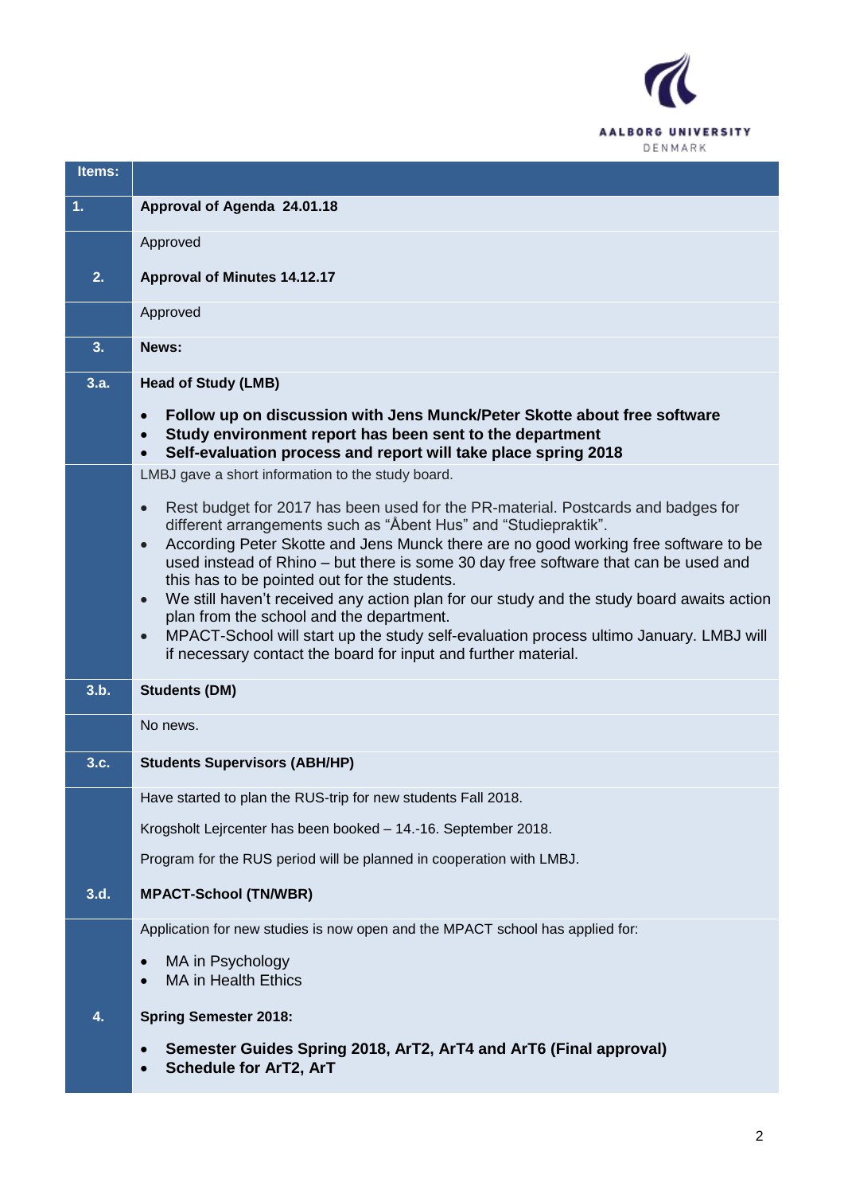| Items: | |
|---|---|
| **1.** | **Approval of Agenda 24.01.18** |
| | Approved |
| **2.** | **Approval of Minutes 14.12.17** |
| | Approved |
| **3.** | **News:** |
| **3.a.** | **Head of Study (LMB)**<br><br>• **Follow up on discussion with Jens Munck/Peter Skotte about free software**<br>• **Study environment report has been sent to the department**<br>• **Self-evaluation process and report will take place spring 2018** |
| | LMBJ gave a short information to the study board.<br><br>• Rest budget for 2017 has been used for the PR-material. Postcards and badges for different arrangements such as “Åbent Hus” and “Studiepraktik”.<br>• According Peter Skotte and Jens Munck there are no good working free software to be used instead of Rhino – but there is some 30 day free software that can be used and this has to be pointed out for the students.<br>• We still haven’t received any action plan for our study and the study board awaits action plan from the school and the department.<br>• MPACT-School will start up the study self-evaluation process ultimo January. LMBJ will if necessary contact the board for input and further material. |
| **3.b.** | **Students (DM)** |
| | No news. |
| **3.c.** | **Students Supervisors (ABH/HP)** |
| | Have started to plan the RUS-trip for new students Fall 2018.<br><br>Krogsholt Lejrcenter has been booked – 14.-16. September 2018.<br><br>Program for the RUS period will be planned in cooperation with LMBJ. |
| **3.d.** | **MPACT-School (TN/WBR)** |
| | Application for new studies is now open and the MPACT school has applied for:<br><br>• MA in Psychology<br>• MA in Health Ethics |
| **4.** | **Spring Semester 2018:**<br><br>• **Semester Guides Spring 2018, ArT2, ArT4 and ArT6 (Final approval)**<br>• **Schedule for ArT2, ArT** |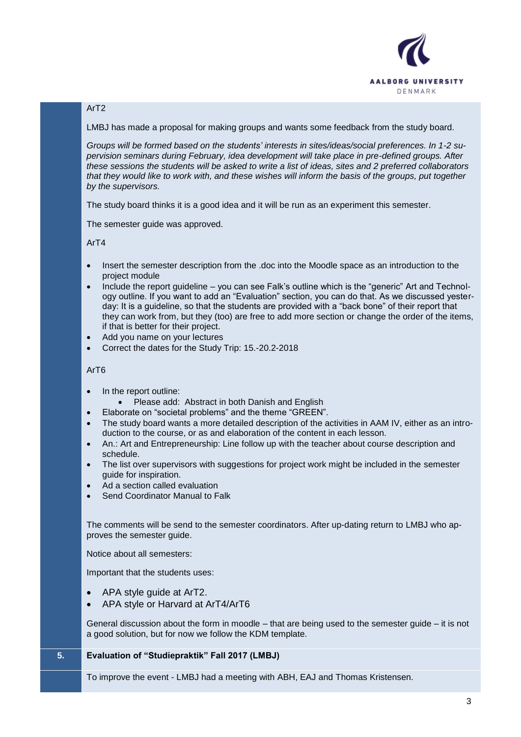ArT2

LMBJ has made a proposal for making groups and wants some feedback from the study board.

*Groups will be formed based on the students' interests in sites/ideas/social preferences. In 1-2 supervision seminars during February, idea development will take place in pre-defined groups. After these sessions the students will be asked to write a list of ideas, sites and 2 preferred collaborators that they would like to work with, and these wishes will inform the basis of the groups, put together by the supervisors.*

The study board thinks it is a good idea and it will be run as an experiment this semester.

The semester guide was approved.

ArT4

- Insert the semester description from the .doc into the Moodle space as an introduction to the project module
- Include the report guideline – you can see Falk's outline which is the "generic" Art and Technology outline. If you want to add an "Evaluation" section, you can do that. As we discussed yesterday: It is a guideline, so that the students are provided with a "back bone" of their report that they can work from, but they (too) are free to add more section or change the order of the items, if that is better for their project.
- Add you name on your lectures
- Correct the dates for the Study Trip: 15.-20.2-2018

ArT6

- In the report outline:
  - Please add:  Abstract in both Danish and English
- Elaborate on "societal problems" and the theme "GREEN".
- The study board wants a more detailed description of the activities in AAM IV, either as an introduction to the course, or as and elaboration of the content in each lesson.
- An.: Art and Entrepreneurship: Line follow up with the teacher about course description and schedule.
- The list over supervisors with suggestions for project work might be included in the semester guide for inspiration.
- Ad a section called evaluation
- Send Coordinator Manual to Falk

The comments will be send to the semester coordinators. After up-dating return to LMBJ who approves the semester guide.

Notice about all semesters:

Important that the students uses:

- APA style guide at ArT2.
- APA style or Harvard at ArT4/ArT6

General discussion about the form in moodle – that are being used to the semester guide – it is not a good solution, but for now we follow the KDM template.

## 5. Evaluation of "Studiepraktik" Fall 2017 (LMBJ)

To improve the event - LMBJ had a meeting with ABH, EAJ and Thomas Kristensen.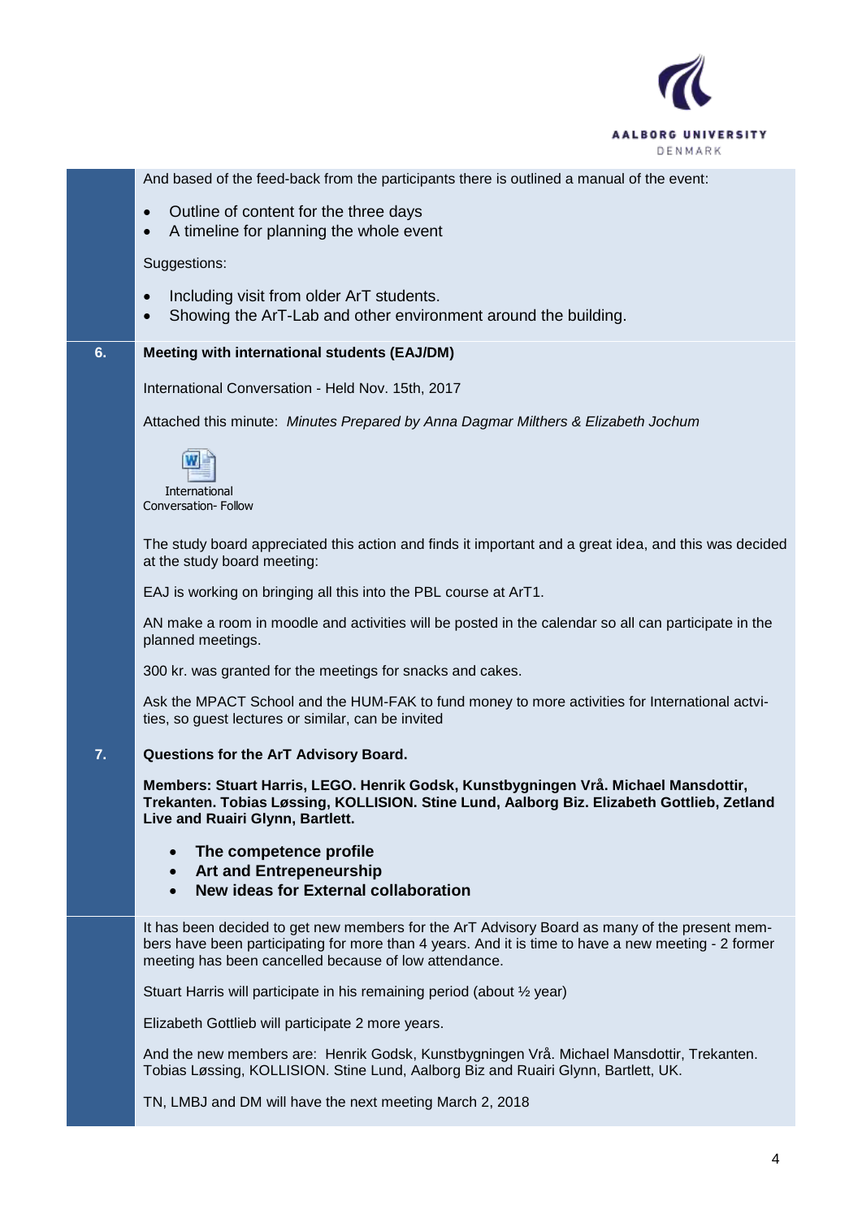And based of the feed-back from the participants there is outlined a manual of the event:

- Outline of content for the three days
- A timeline for planning the whole event

Suggestions:

- Including visit from older ArT students.
- Showing the ArT-Lab and other environment around the building.

**6. Meeting with international students (EAJ/DM)**

International Conversation - Held Nov. 15th, 2017

Attached this minute: *Minutes Prepared by Anna Dagmar Milthers & Elizabeth Jochum*

International Conversation- Follow

The study board appreciated this action and finds it important and a great idea, and this was decided at the study board meeting:

EAJ is working on bringing all this into the PBL course at ArT1.

AN make a room in moodle and activities will be posted in the calendar so all can participate in the planned meetings.

300 kr. was granted for the meetings for snacks and cakes.

Ask the MPACT School and the HUM-FAK to fund money to more activities for International actvi-ties, so guest lectures or similar, can be invited

**7. Questions for the ArT Advisory Board.**

**Members: Stuart Harris, LEGO. Henrik Godsk, Kunstbygningen Vrå. Michael Mansdottir, Trekanten. Tobias Løssing, KOLLISION. Stine Lund, Aalborg Biz. Elizabeth Gottlieb, Zetland Live and Ruairi Glynn, Bartlett.**

- **The competence profile**
- **Art and Entrepeneurship**
- **New ideas for External collaboration**

It has been decided to get new members for the ArT Advisory Board as many of the present mem-bers have been participating for more than 4 years. And it is time to have a new meeting - 2 former meeting has been cancelled because of low attendance.

Stuart Harris will participate in his remaining period (about ½ year)

Elizabeth Gottlieb will participate 2 more years.

And the new members are: Henrik Godsk, Kunstbygningen Vrå. Michael Mansdottir, Trekanten. Tobias Løssing, KOLLISION. Stine Lund, Aalborg Biz and Ruairi Glynn, Bartlett, UK.

TN, LMBJ and DM will have the next meeting March 2, 2018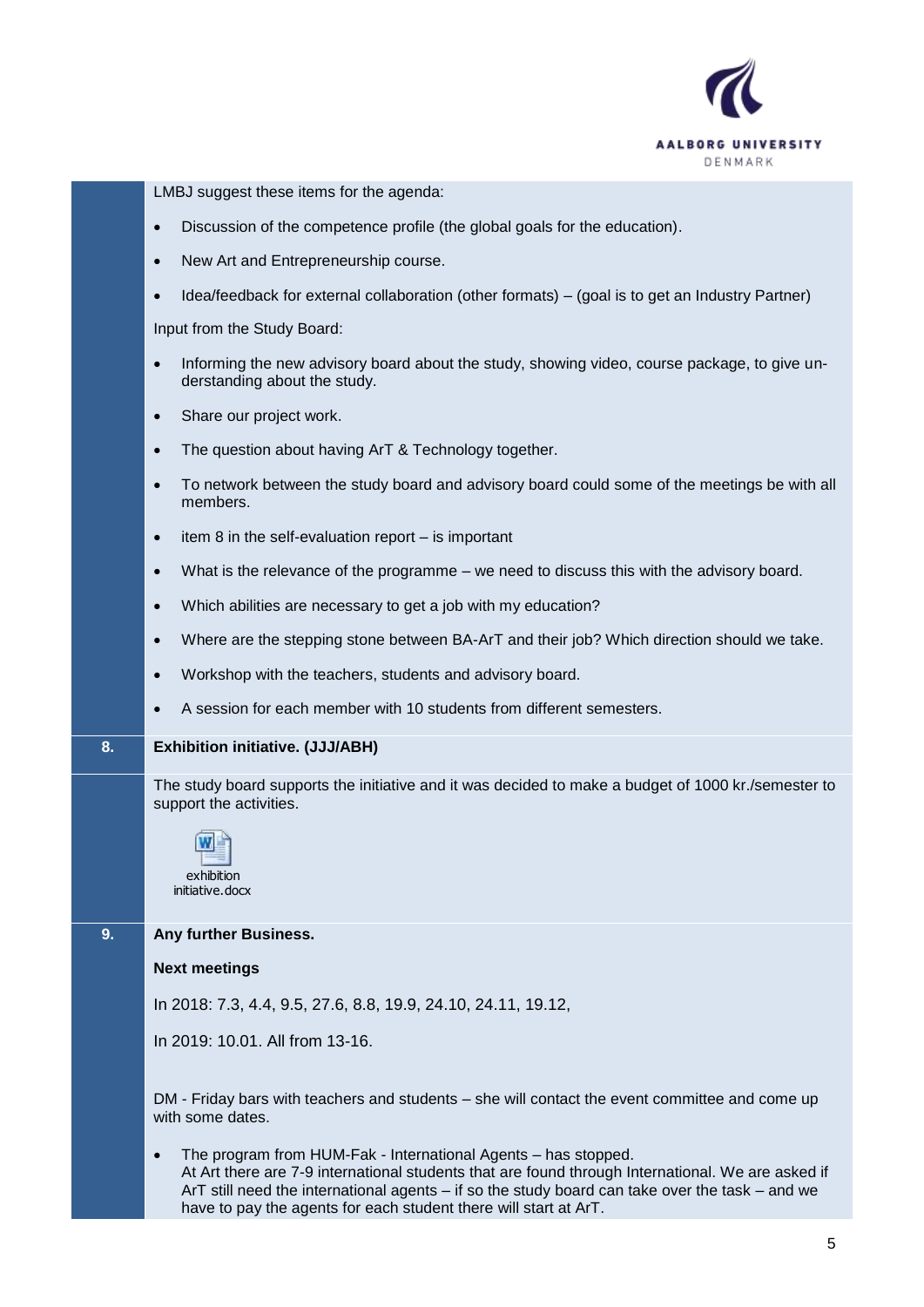LMBJ suggest these items for the agenda:

- Discussion of the competence profile (the global goals for the education).
- New Art and Entrepreneurship course.
- Idea/feedback for external collaboration (other formats) – (goal is to get an Industry Partner)

Input from the Study Board:

- Informing the new advisory board about the study, showing video, course package, to give understanding about the study.
- Share our project work.
- The question about having ArT & Technology together.
- To network between the study board and advisory board could some of the meetings be with all members.
- item 8 in the self-evaluation report – is important
- What is the relevance of the programme – we need to discuss this with the advisory board.
- Which abilities are necessary to get a job with my education?
- Where are the stepping stone between BA-ArT and their job? Which direction should we take.
- Workshop with the teachers, students and advisory board.
- A session for each member with 10 students from different semesters.

**8. Exhibition initiative. (JJJ/ABH)**

The study board supports the initiative and it was decided to make a budget of 1000 kr./semester to support the activities.

exhibition initiative.docx

**9. Any further Business.**

**Next meetings**

In 2018: 7.3, 4.4, 9.5, 27.6, 8.8, 19.9, 24.10, 24.11, 19.12,

In 2019: 10.01. All from 13-16.

DM - Friday bars with teachers and students – she will contact the event committee and come up with some dates.

- The program from HUM-Fak - International Agents – has stopped.
  At Art there are 7-9 international students that are found through International. We are asked if ArT still need the international agents – if so the study board can take over the task – and we have to pay the agents for each student there will start at ArT.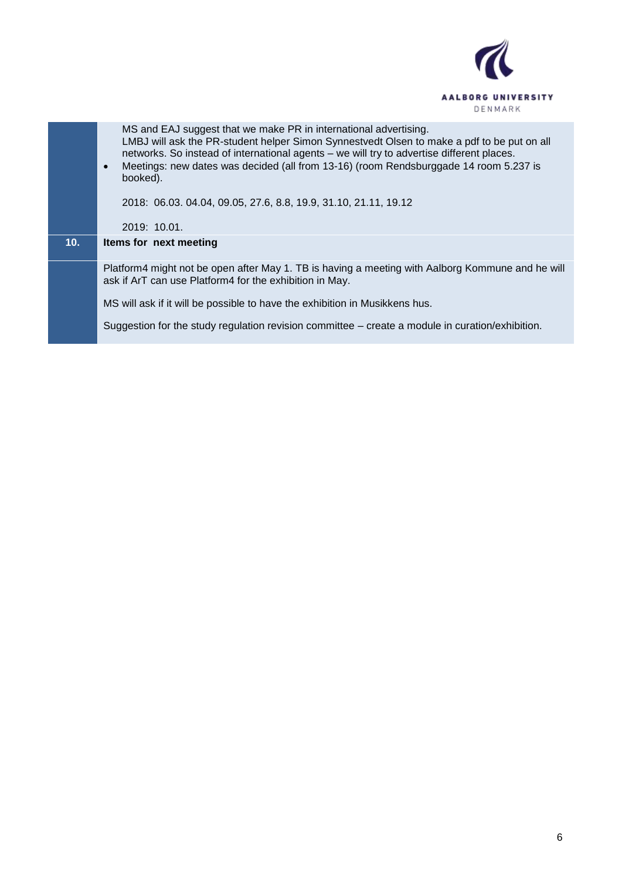MS and EAJ suggest that we make PR in international advertising.
LMBJ will ask the PR-student helper Simon Synnestvedt Olsen to make a pdf to be put on all networks. So instead of international agents – we will try to advertise different places.

- Meetings: new dates was decided (all from 13-16) (room Rendsburggade 14 room 5.237 is booked).

  2018: 06.03. 04.04, 09.05, 27.6, 8.8, 19.9, 31.10, 21.11, 19.12

  2019: 10.01.

## 10. Items for next meeting

Platform4 might not be open after May 1. TB is having a meeting with Aalborg Kommune and he will ask if ArT can use Platform4 for the exhibition in May.

MS will ask if it will be possible to have the exhibition in Musikkens hus.

Suggestion for the study regulation revision committee – create a module in curation/exhibition.